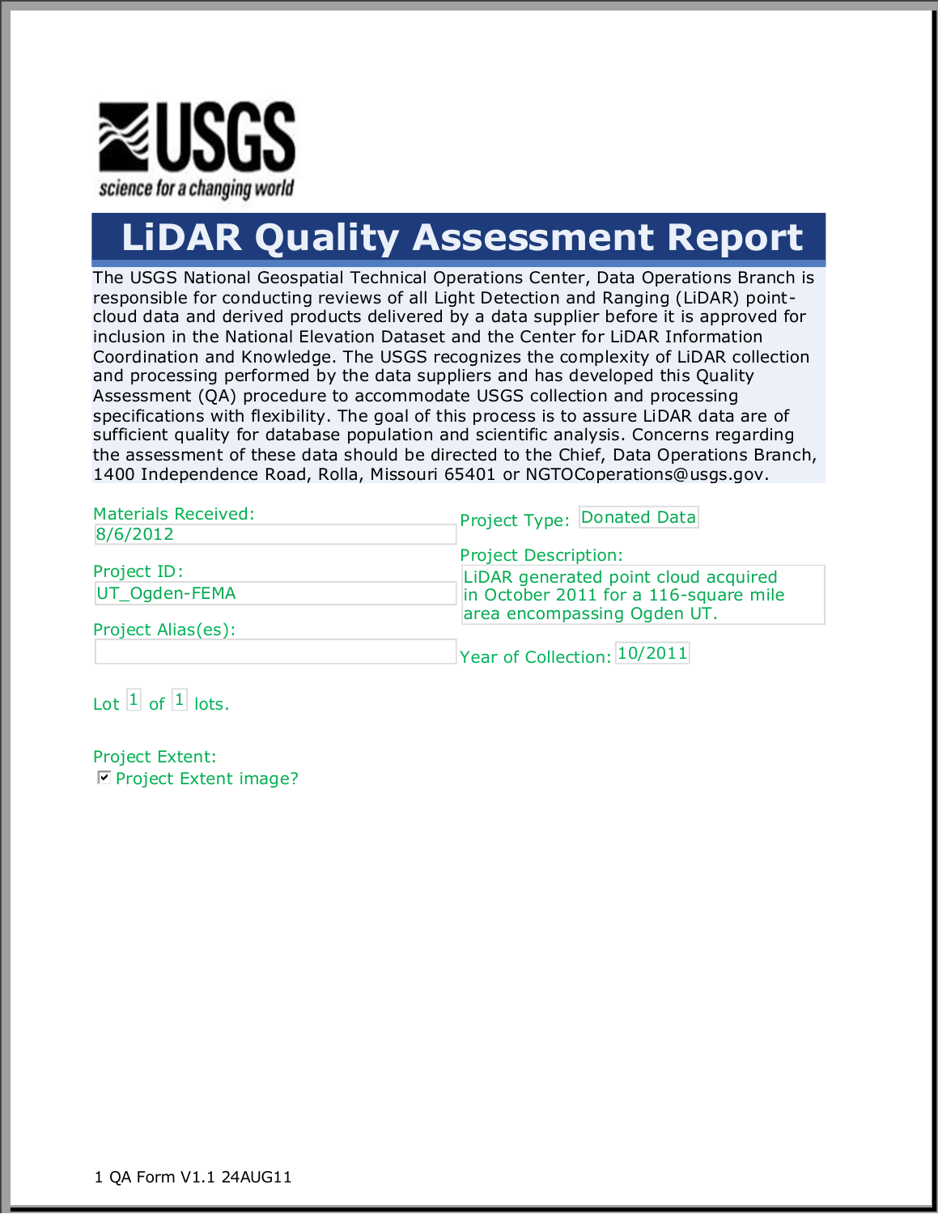USGS

science for a changing world

# LiDAR Quality Assessment Report

The USGS National Geospatial Technical Operations Center, Data Operations Branch is responsible for conducting reviews of all Light Detection and Ranging (LiDAR) point-cloud data and derived products delivered by a data supplier before it is approved for inclusion in the National Elevation Dataset and the Center for LiDAR Information Coordination and Knowledge. The USGS recognizes the complexity of LiDAR collection and processing performed by the data suppliers and has developed this Quality Assessment (QA) procedure to accommodate USGS collection and processing specifications with flexibility. The goal of this process is to assure LiDAR data are of sufficient quality for database population and scientific analysis. Concerns regarding the assessment of these data should be directed to the Chief, Data Operations Branch, 1400 Independence Road, Rolla, Missouri 65401 or NGTOCoperations@usgs.gov.

Materials Received: 8/6/2012

Project ID: UT_Ogden-FEMA

Project Alias(es):

Project Type: Donated Data

Project Description: LiDAR generated point cloud acquired in October 2011 for a 116-square mile area encompassing Ogden UT.

Year of Collection: 10/2011

Lot 1 of 1 lots.

Project Extent:

☑ Project Extent image?

1 QA Form V1.1 24AUG11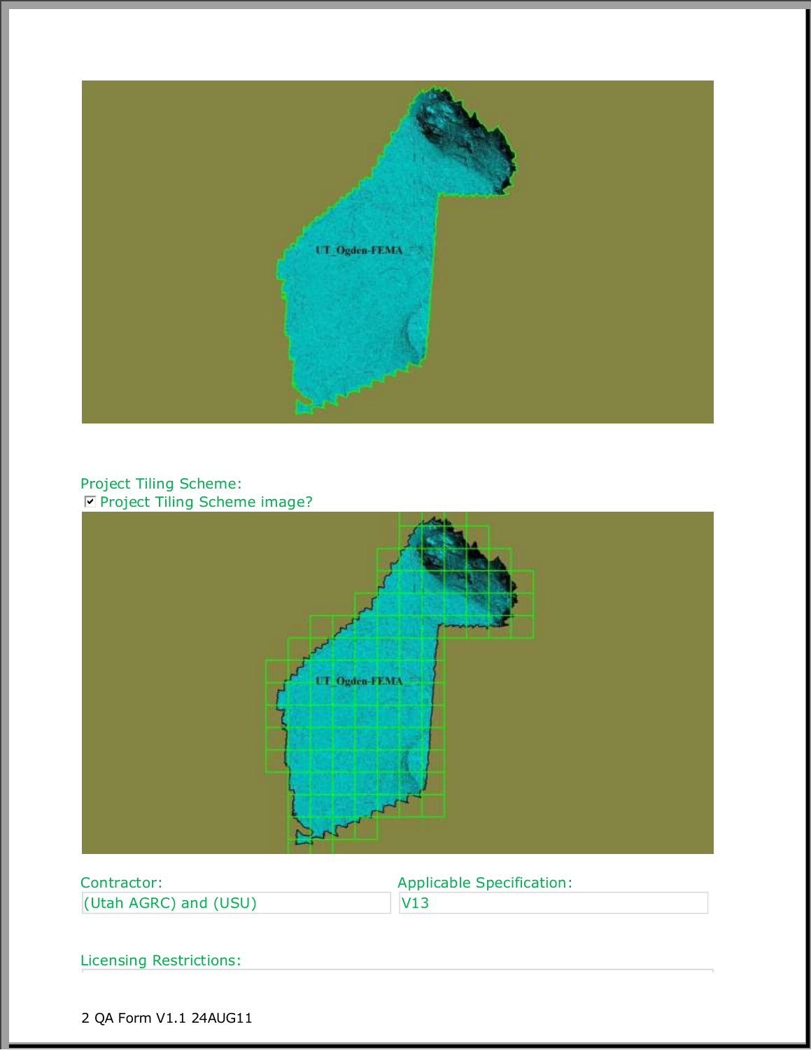Project Tiling Scheme:

☑ Project Tiling Scheme image?

Contractor:

(Utah AGRC) and (USU)

Applicable Specification:

V13

Licensing Restrictions: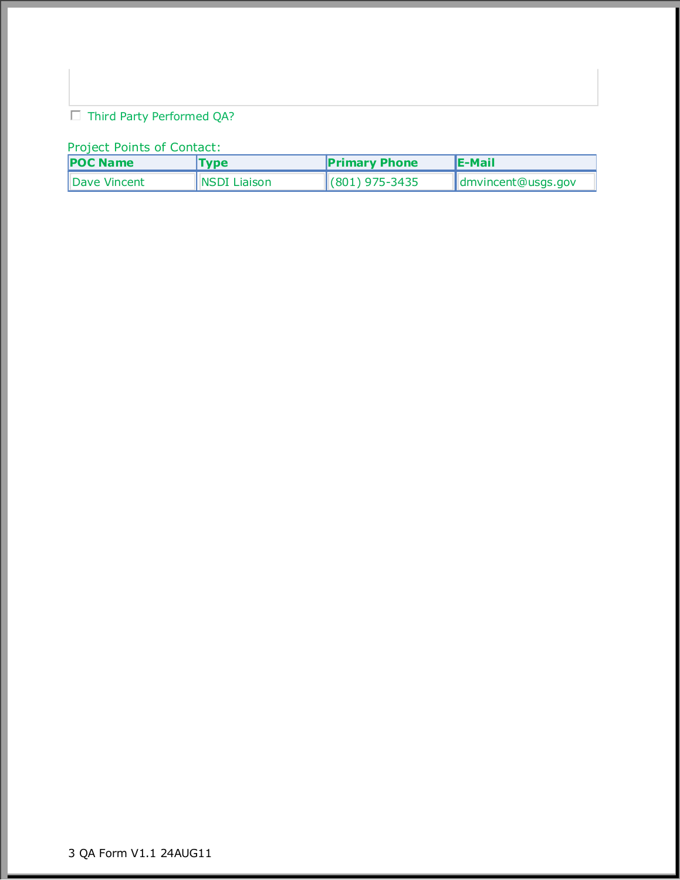☐ Third Party Performed QA?

Project Points of Contact:

| POC Name | Type | Primary Phone | E-Mail |
|---|---|---|---|
| Dave Vincent | NSDI Liaison | (801) 975-3435 | dmvincent@usgs.gov |

QA Form V1.1 24AUG11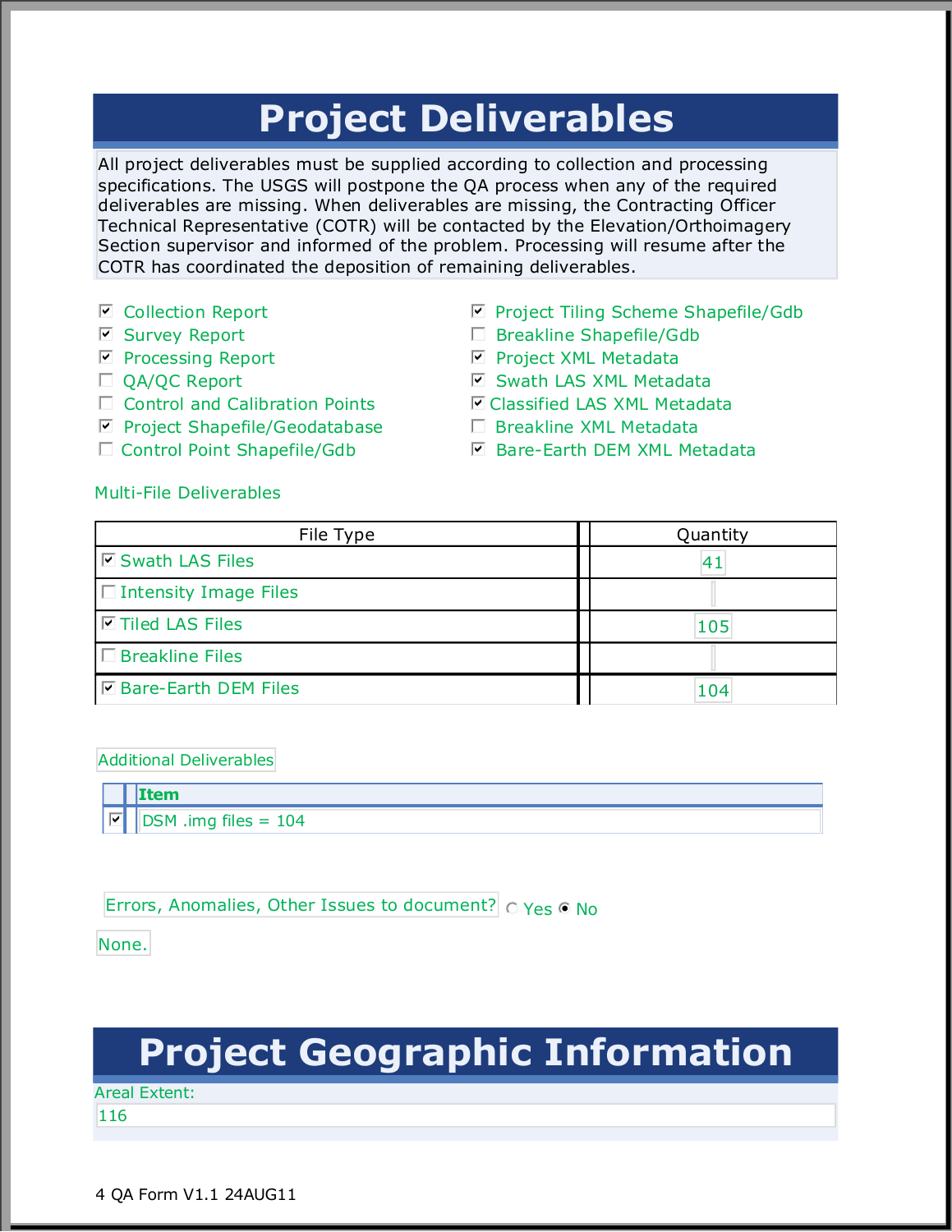# Project Deliverables

All project deliverables must be supplied according to collection and processing specifications. The USGS will postpone the QA process when any of the required deliverables are missing. When deliverables are missing, the Contracting Officer Technical Representative (COTR) will be contacted by the Elevation/Orthoimagery Section supervisor and informed of the problem. Processing will resume after the COTR has coordinated the deposition of remaining deliverables.

- [x] Collection Report
- [x] Survey Report
- [x] Processing Report
- [ ] QA/QC Report
- [ ] Control and Calibration Points
- [x] Project Shapefile/Geodatabase
- [ ] Control Point Shapefile/Gdb
- [x] Project Tiling Scheme Shapefile/Gdb
- [ ] Breakline Shapefile/Gdb
- [x] Project XML Metadata
- [x] Swath LAS XML Metadata
- [x] Classified LAS XML Metadata
- [ ] Breakline XML Metadata
- [x] Bare-Earth DEM XML Metadata

Multi-File Deliverables

| File Type | Quantity |
|---|---|
| [x] Swath LAS Files | 41 |
| [ ] Intensity Image Files | |
| [x] Tiled LAS Files | 105 |
| [ ] Breakline Files | |
| [x] Bare-Earth DEM Files | 104 |

Additional Deliverables

| | Item |
|---|---|
| [x] | DSM .img files = 104 |

Errors, Anomalies, Other Issues to document? ( ) Yes (•) No

None.

# Project Geographic Information

Areal Extent:

116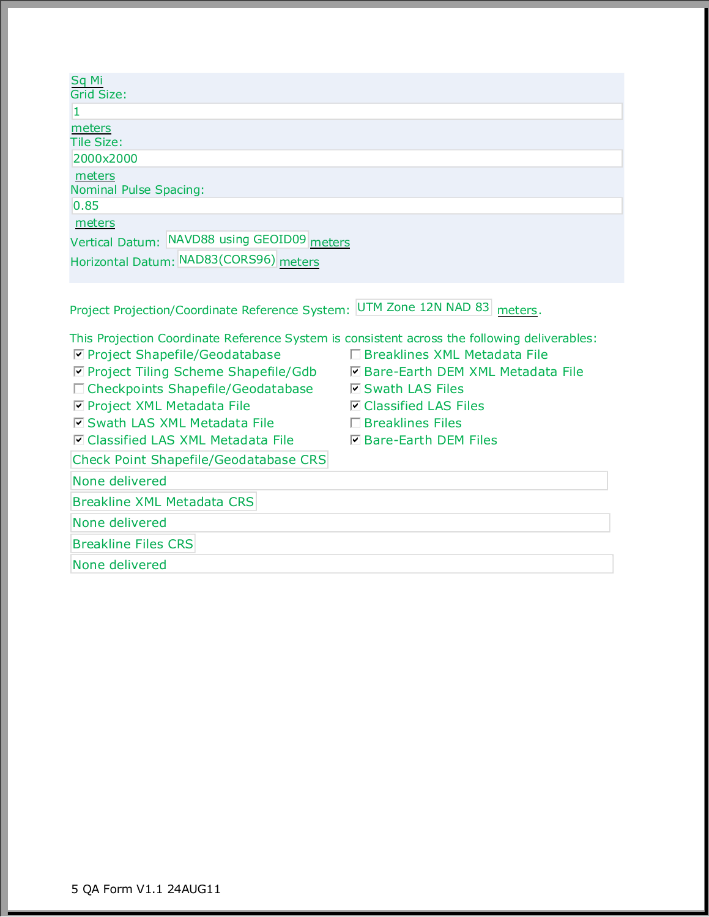Sq Mi

Grid Size:

1

meters

Tile Size:

2000x2000

meters

Nominal Pulse Spacing:

0.85

meters

Vertical Datum: NAVD88 using GEOID09 meters

Horizontal Datum: NAD83(CORS96) meters

Project Projection/Coordinate Reference System: UTM Zone 12N NAD 83 meters.

This Projection Coordinate Reference System is consistent across the following deliverables:

- [x] Project Shapefile/Geodatabase
- [x] Project Tiling Scheme Shapefile/Gdb
- [ ] Checkpoints Shapefile/Geodatabase
- [x] Project XML Metadata File
- [x] Swath LAS XML Metadata File
- [x] Classified LAS XML Metadata File
- [ ] Breaklines XML Metadata File
- [x] Bare-Earth DEM XML Metadata File
- [x] Swath LAS Files
- [x] Classified LAS Files
- [ ] Breaklines Files
- [x] Bare-Earth DEM Files

Check Point Shapefile/Geodatabase CRS

None delivered

Breakline XML Metadata CRS

None delivered

Breakline Files CRS

None delivered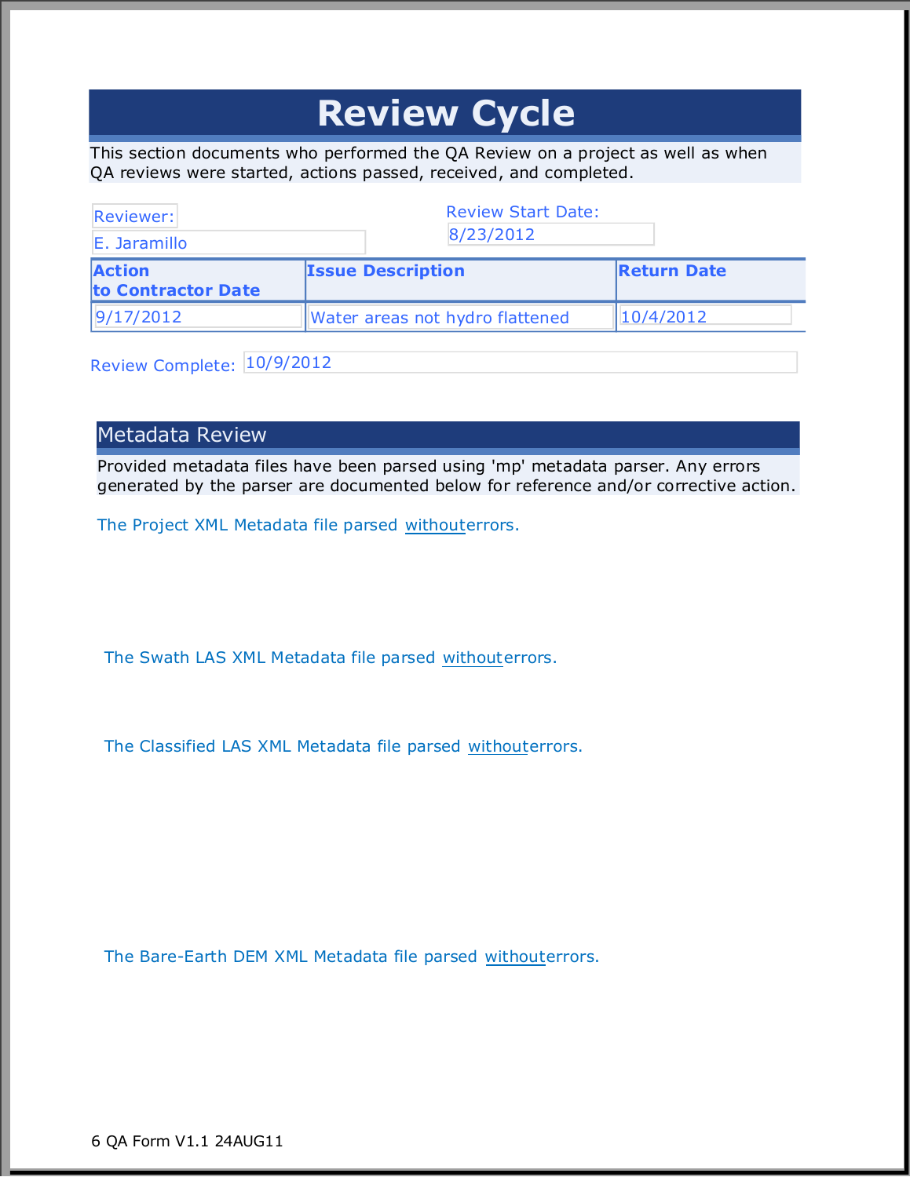# Review Cycle

This section documents who performed the QA Review on a project as well as when QA reviews were started, actions passed, received, and completed.

Reviewer: E. Jaramillo

Review Start Date: 8/23/2012

| Action to Contractor Date | Issue Description | Return Date |
|---|---|---|
| 9/17/2012 | Water areas not hydro flattened | 10/4/2012 |

Review Complete: 10/9/2012

## Metadata Review

Provided metadata files have been parsed using 'mp' metadata parser. Any errors generated by the parser are documented below for reference and/or corrective action.

The Project XML Metadata file parsed withouterrors.

The Swath LAS XML Metadata file parsed withouterrors.

The Classified LAS XML Metadata file parsed withouterrors.

The Bare-Earth DEM XML Metadata file parsed withouterrors.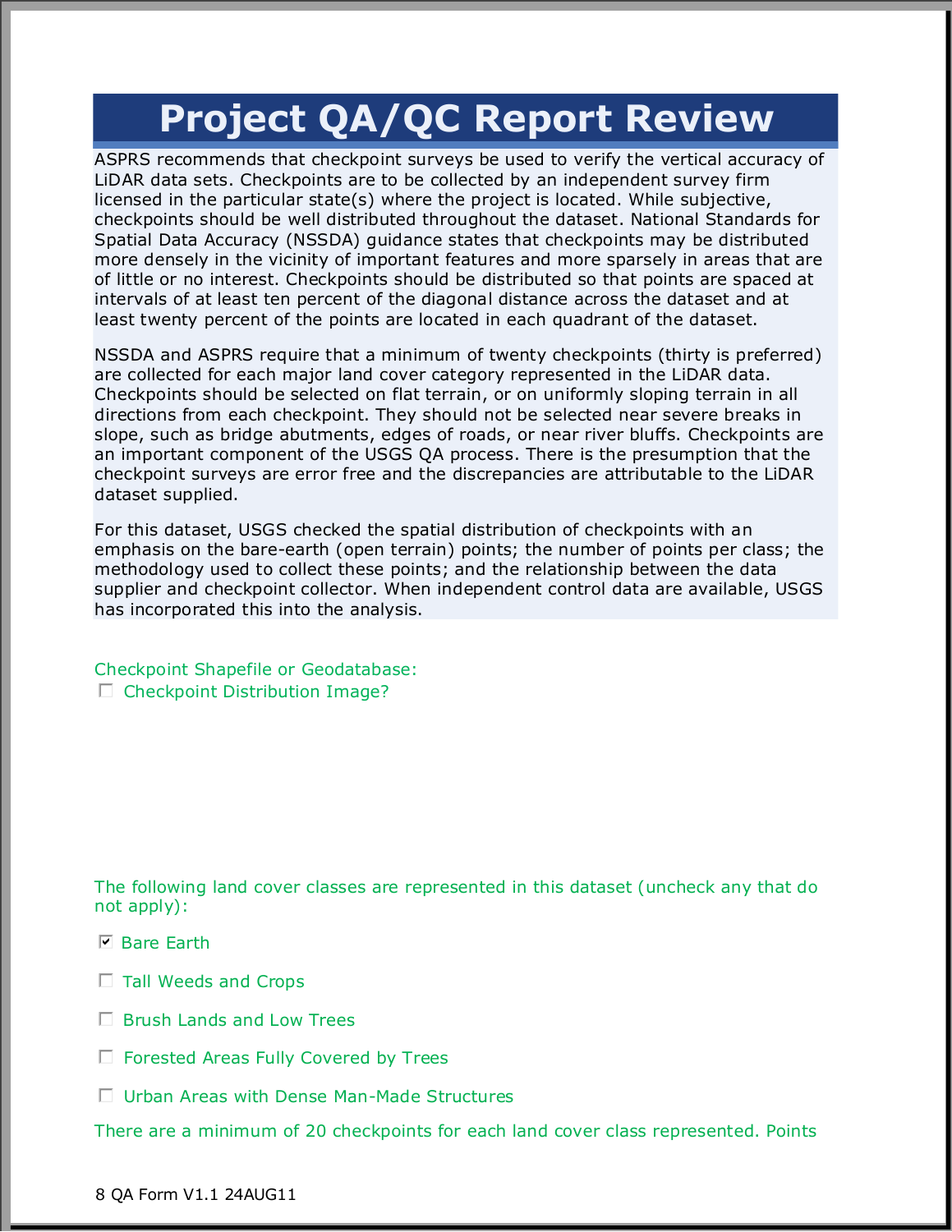# Project QA/QC Report Review

ASPRS recommends that checkpoint surveys be used to verify the vertical accuracy of LiDAR data sets. Checkpoints are to be collected by an independent survey firm licensed in the particular state(s) where the project is located. While subjective, checkpoints should be well distributed throughout the dataset. National Standards for Spatial Data Accuracy (NSSDA) guidance states that checkpoints may be distributed more densely in the vicinity of important features and more sparsely in areas that are of little or no interest. Checkpoints should be distributed so that points are spaced at intervals of at least ten percent of the diagonal distance across the dataset and at least twenty percent of the points are located in each quadrant of the dataset.

NSSDA and ASPRS require that a minimum of twenty checkpoints (thirty is preferred) are collected for each major land cover category represented in the LiDAR data. Checkpoints should be selected on flat terrain, or on uniformly sloping terrain in all directions from each checkpoint. They should not be selected near severe breaks in slope, such as bridge abutments, edges of roads, or near river bluffs. Checkpoints are an important component of the USGS QA process. There is the presumption that the checkpoint surveys are error free and the discrepancies are attributable to the LiDAR dataset supplied.

For this dataset, USGS checked the spatial distribution of checkpoints with an emphasis on the bare-earth (open terrain) points; the number of points per class; the methodology used to collect these points; and the relationship between the data supplier and checkpoint collector. When independent control data are available, USGS has incorporated this into the analysis.

Checkpoint Shapefile or Geodatabase:

- [ ] Checkpoint Distribution Image?

The following land cover classes are represented in this dataset (uncheck any that do not apply):

- [x] Bare Earth
- [ ] Tall Weeds and Crops
- [ ] Brush Lands and Low Trees
- [ ] Forested Areas Fully Covered by Trees
- [ ] Urban Areas with Dense Man-Made Structures

There are a minimum of 20 checkpoints for each land cover class represented. Points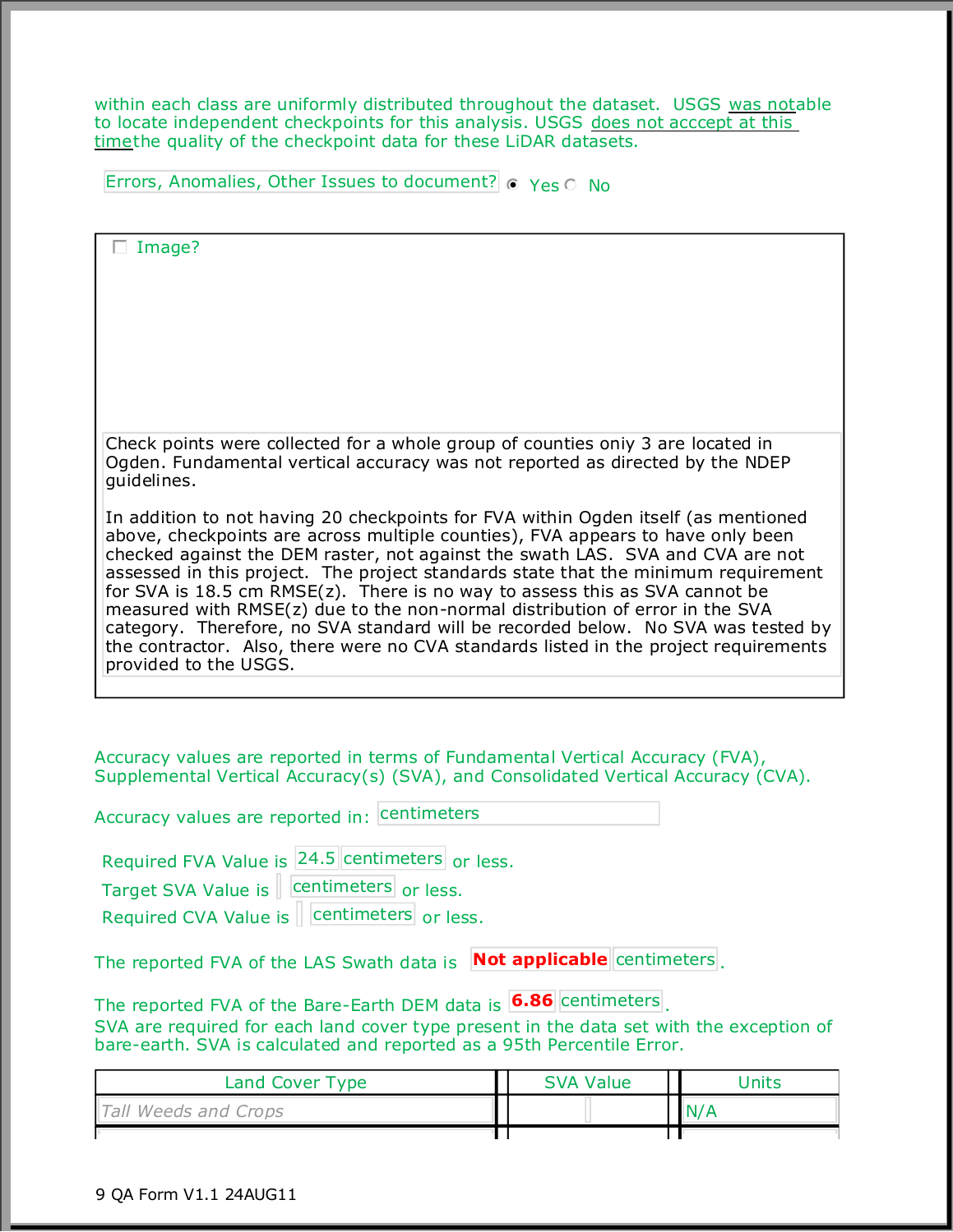within each class are uniformly distributed throughout the dataset. USGS was notable to locate independent checkpoints for this analysis. USGS does not acccept at this timethe quality of the checkpoint data for these LiDAR datasets.

Errors, Anomalies, Other Issues to document? ◉ Yes ○ No

☐ Image?

Check points were collected for a whole group of counties oniy 3 are located in Ogden. Fundamental vertical accuracy was not reported as directed by the NDEP guidelines.

In addition to not having 20 checkpoints for FVA within Ogden itself (as mentioned above, checkpoints are across multiple counties), FVA appears to have only been checked against the DEM raster, not against the swath LAS. SVA and CVA are not assessed in this project. The project standards state that the minimum requirement for SVA is 18.5 cm RMSE(z). There is no way to assess this as SVA cannot be measured with RMSE(z) due to the non-normal distribution of error in the SVA category. Therefore, no SVA standard will be recorded below. No SVA was tested by the contractor. Also, there were no CVA standards listed in the project requirements provided to the USGS.

Accuracy values are reported in terms of Fundamental Vertical Accuracy (FVA), Supplemental Vertical Accuracy(s) (SVA), and Consolidated Vertical Accuracy (CVA).

Accuracy values are reported in: centimeters

Required FVA Value is 24.5 centimeters or less.

Target SVA Value is centimeters or less.

Required CVA Value is centimeters or less.

The reported FVA of the LAS Swath data is **Not applicable** centimeters.

The reported FVA of the Bare-Earth DEM data is **6.86** centimeters.

SVA are required for each land cover type present in the data set with the exception of bare-earth. SVA is calculated and reported as a 95th Percentile Error.

| Land Cover Type | SVA Value | Units |
|---|---|---|
| *Tall Weeds and Crops* | | N/A |
| | | |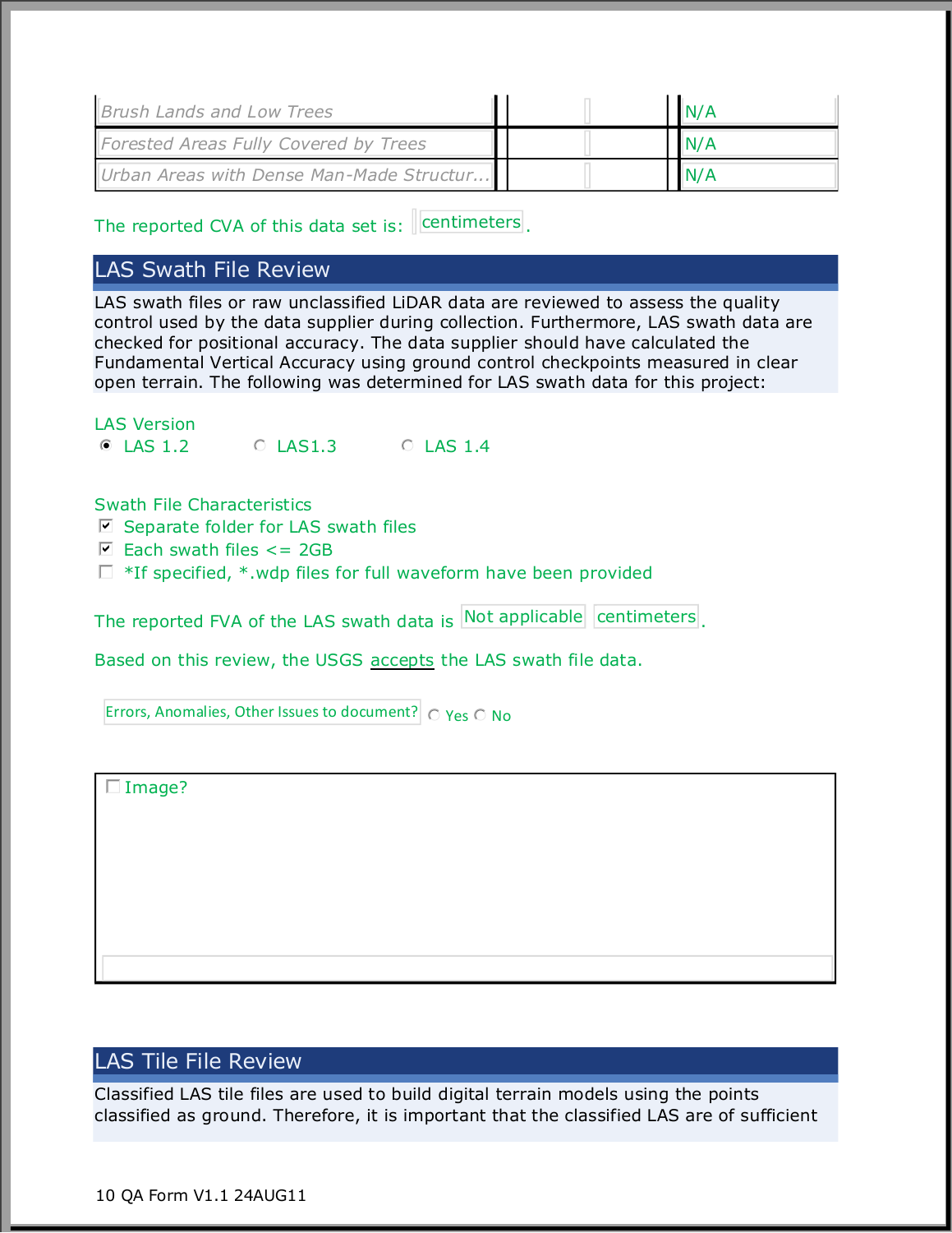| | | |
|---|---|---|
| *Brush Lands and Low Trees* | | N/A |
| *Forested Areas Fully Covered by Trees* | | N/A |
| *Urban Areas with Dense Man-Made Structur...* | | N/A |

The reported CVA of this data set is: centimeters.

## LAS Swath File Review

LAS swath files or raw unclassified LiDAR data are reviewed to assess the quality control used by the data supplier during collection. Furthermore, LAS swath data are checked for positional accuracy. The data supplier should have calculated the Fundamental Vertical Accuracy using ground control checkpoints measured in clear open terrain. The following was determined for LAS swath data for this project:

LAS Version

- (•) LAS 1.2
- ( ) LAS1.3
- ( ) LAS 1.4

Swath File Characteristics

- [x] Separate folder for LAS swath files
- [x] Each swath files <= 2GB
- [ ] *If specified, *.wdp files for full waveform have been provided

The reported FVA of the LAS swath data is Not applicable centimeters.

Based on this review, the USGS accepts the LAS swath file data.

Errors, Anomalies, Other Issues to document? ( ) Yes ( ) No

- [ ] Image?

## LAS Tile File Review

Classified LAS tile files are used to build digital terrain models using the points classified as ground. Therefore, it is important that the classified LAS are of sufficient

10 QA Form V1.1 24AUG11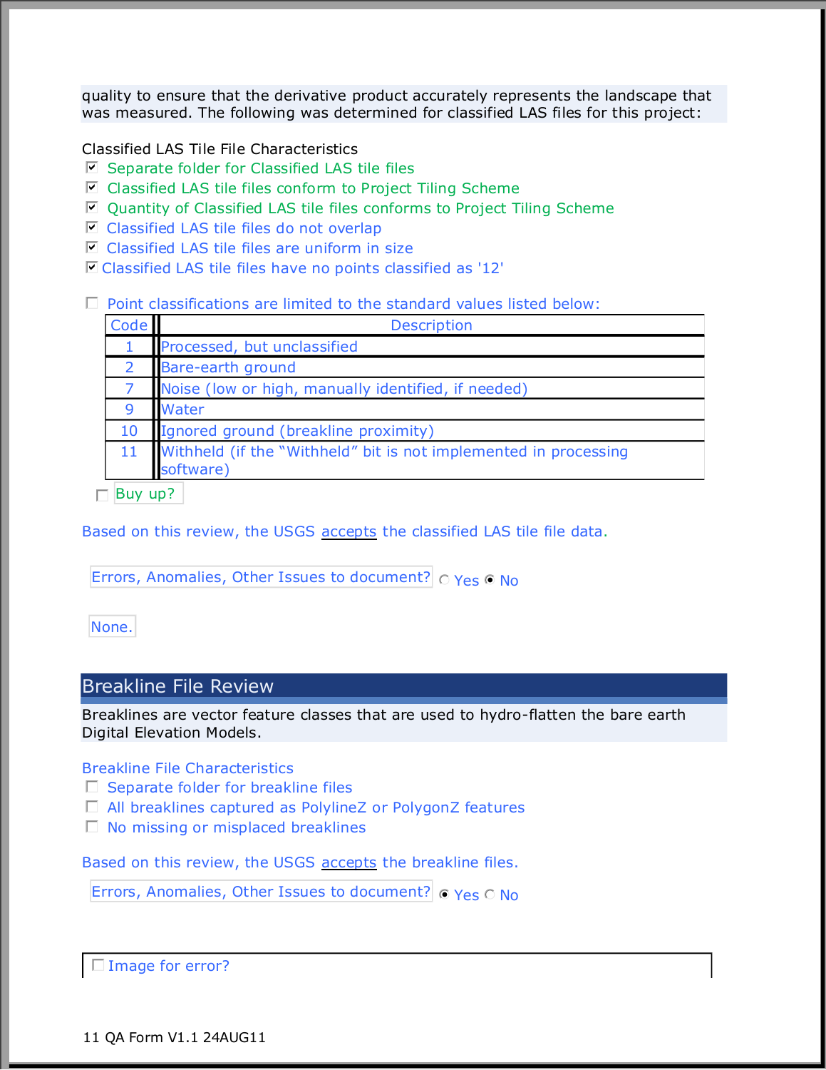quality to ensure that the derivative product accurately represents the landscape that was measured. The following was determined for classified LAS files for this project:

Classified LAS Tile File Characteristics

- [x] Separate folder for Classified LAS tile files
- [x] Classified LAS tile files conform to Project Tiling Scheme
- [x] Quantity of Classified LAS tile files conforms to Project Tiling Scheme
- [x] Classified LAS tile files do not overlap
- [x] Classified LAS tile files are uniform in size
- [x] Classified LAS tile files have no points classified as '12'

- [ ] Point classifications are limited to the standard values listed below:

| Code | Description |
|---|---|
| 1 | Processed, but unclassified |
| 2 | Bare-earth ground |
| 7 | Noise (low or high, manually identified, if needed) |
| 9 | Water |
| 10 | Ignored ground (breakline proximity) |
| 11 | Withheld (if the “Withheld” bit is not implemented in processing software) |

- [ ] Buy up?

Based on this review, the USGS accepts the classified LAS tile file data.

Errors, Anomalies, Other Issues to document? ○ Yes ◉ No

None.

## Breakline File Review

Breaklines are vector feature classes that are used to hydro-flatten the bare earth Digital Elevation Models.

Breakline File Characteristics

- [ ] Separate folder for breakline files
- [ ] All breaklines captured as PolylineZ or PolygonZ features
- [ ] No missing or misplaced breaklines

Based on this review, the USGS accepts the breakline files.

Errors, Anomalies, Other Issues to document? ◉ Yes ○ No

- [ ] Image for error?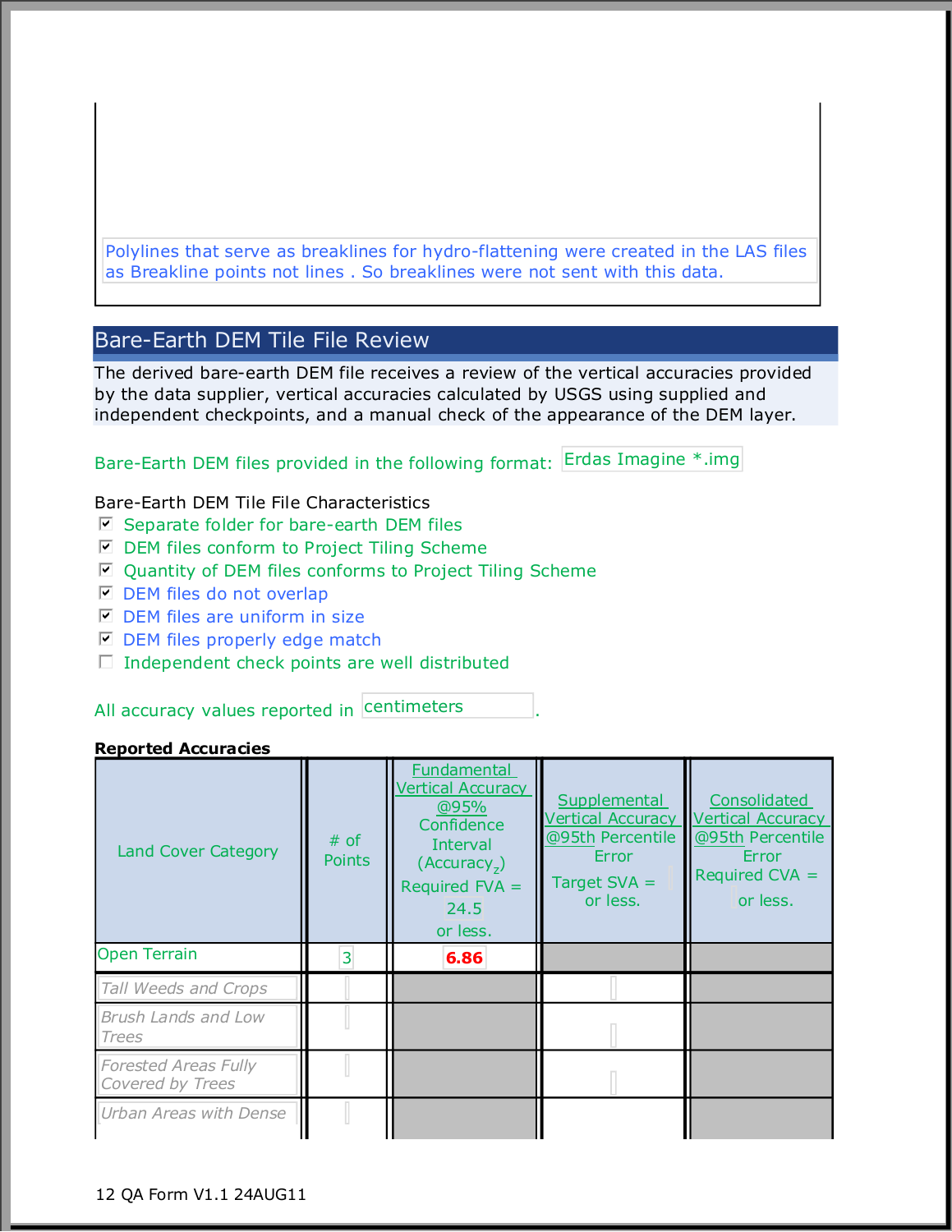Polylines that serve as breaklines for hydro-flattening were created in the LAS files as Breakline points not lines . So breaklines were not sent with this data.

## Bare-Earth DEM Tile File Review

The derived bare-earth DEM file receives a review of the vertical accuracies provided by the data supplier, vertical accuracies calculated by USGS using supplied and independent checkpoints, and a manual check of the appearance of the DEM layer.

Bare-Earth DEM files provided in the following format: Erdas Imagine *.img

Bare-Earth DEM Tile File Characteristics

- [x] Separate folder for bare-earth DEM files
- [x] DEM files conform to Project Tiling Scheme
- [x] Quantity of DEM files conforms to Project Tiling Scheme
- [x] DEM files do not overlap
- [x] DEM files are uniform in size
- [x] DEM files properly edge match
- [ ] Independent check points are well distributed

All accuracy values reported in centimeters.

**Reported Accuracies**

| Land Cover Category | # of Points | Fundamental Vertical Accuracy @95% Confidence Interval ($Accuracy_z$) Required FVA = 24.5 or less. | Supplemental Vertical Accuracy @95th Percentile Error Target SVA = or less. | Consolidated Vertical Accuracy @95th Percentile Error Required CVA = or less. |
|---|---|---|---|---|
| Open Terrain | 3 | 6.86 | | |
| Tall Weeds and Crops | | | | |
| Brush Lands and Low Trees | | | | |
| Forested Areas Fully Covered by Trees | | | | |
| Urban Areas with Dense | | | | |

12 QA Form V1.1 24AUG11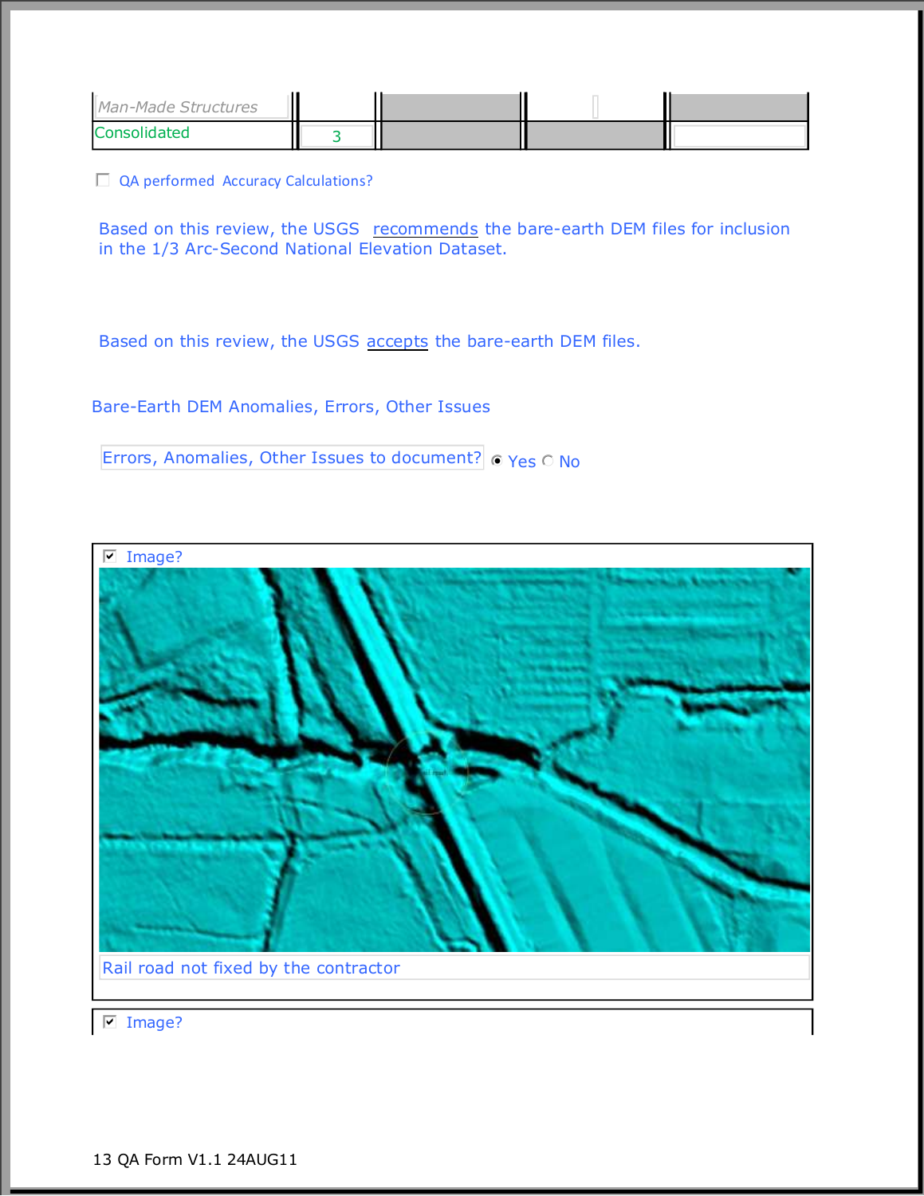| Man-Made Structures | | | | |
|---|---|---|---|---|
| Consolidated | 3 | | | |

☐ QA performed Accuracy Calculations?

Based on this review, the USGS recommends the bare-earth DEM files for inclusion in the 1/3 Arc-Second National Elevation Dataset.

Based on this review, the USGS accepts the bare-earth DEM files.

Bare-Earth DEM Anomalies, Errors, Other Issues

Errors, Anomalies, Other Issues to document? ◉ Yes ○ No

☑ Image?

Rail road not fixed by the contractor

☑ Image?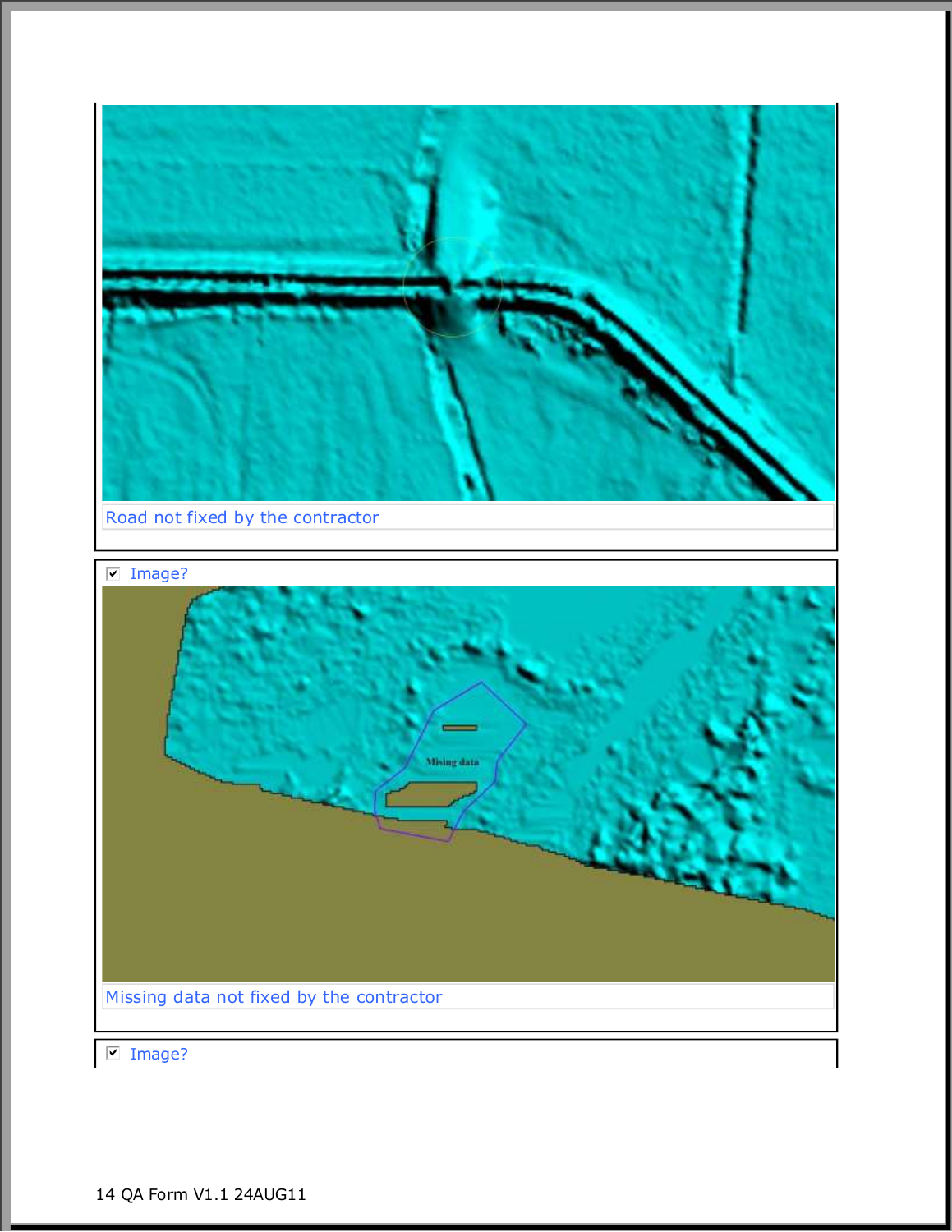Road not fixed by the contractor

☑ Image?

Missing data not fixed by the contractor

☑ Image?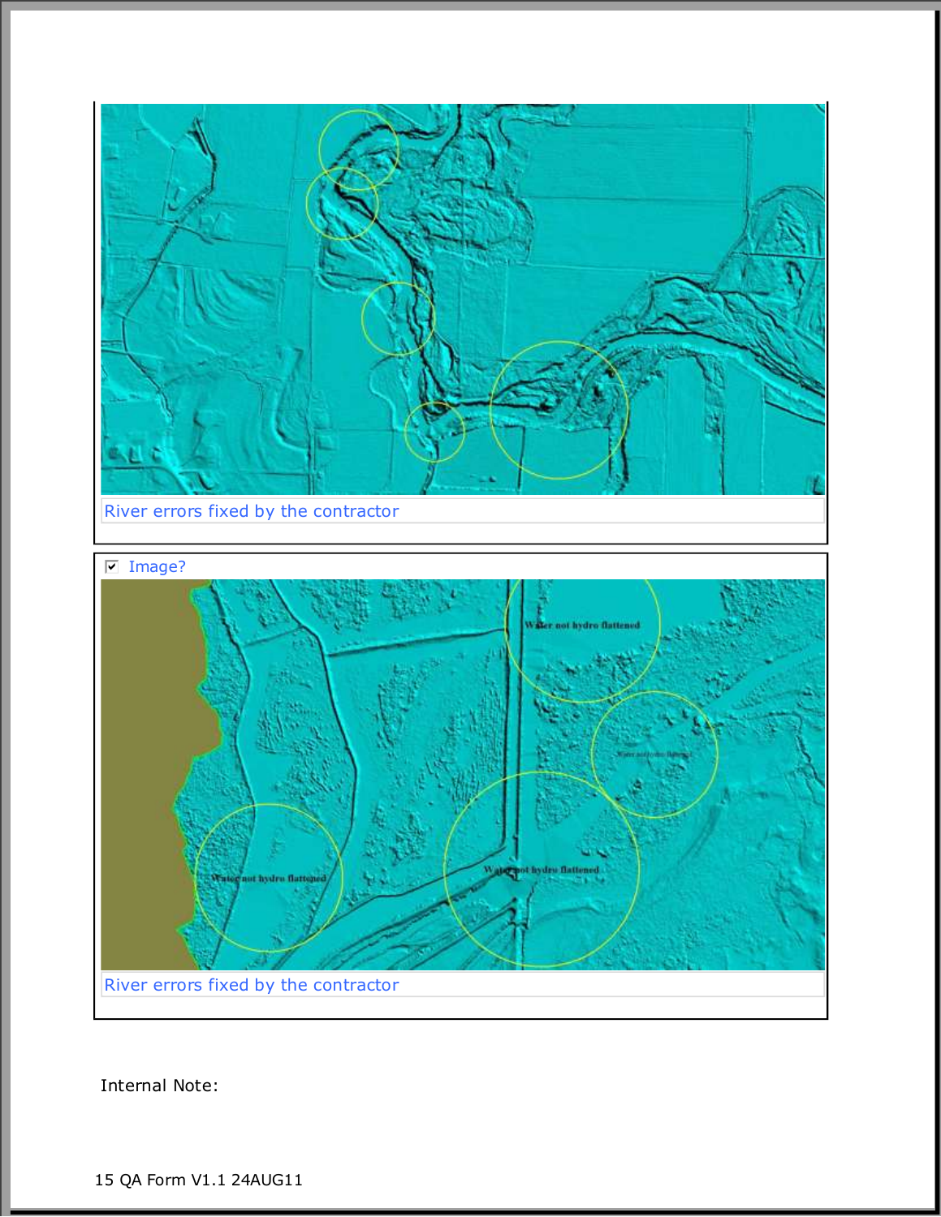River errors fixed by the contractor

☑ Image?

River errors fixed by the contractor

Internal Note:

15 QA Form V1.1 24AUG11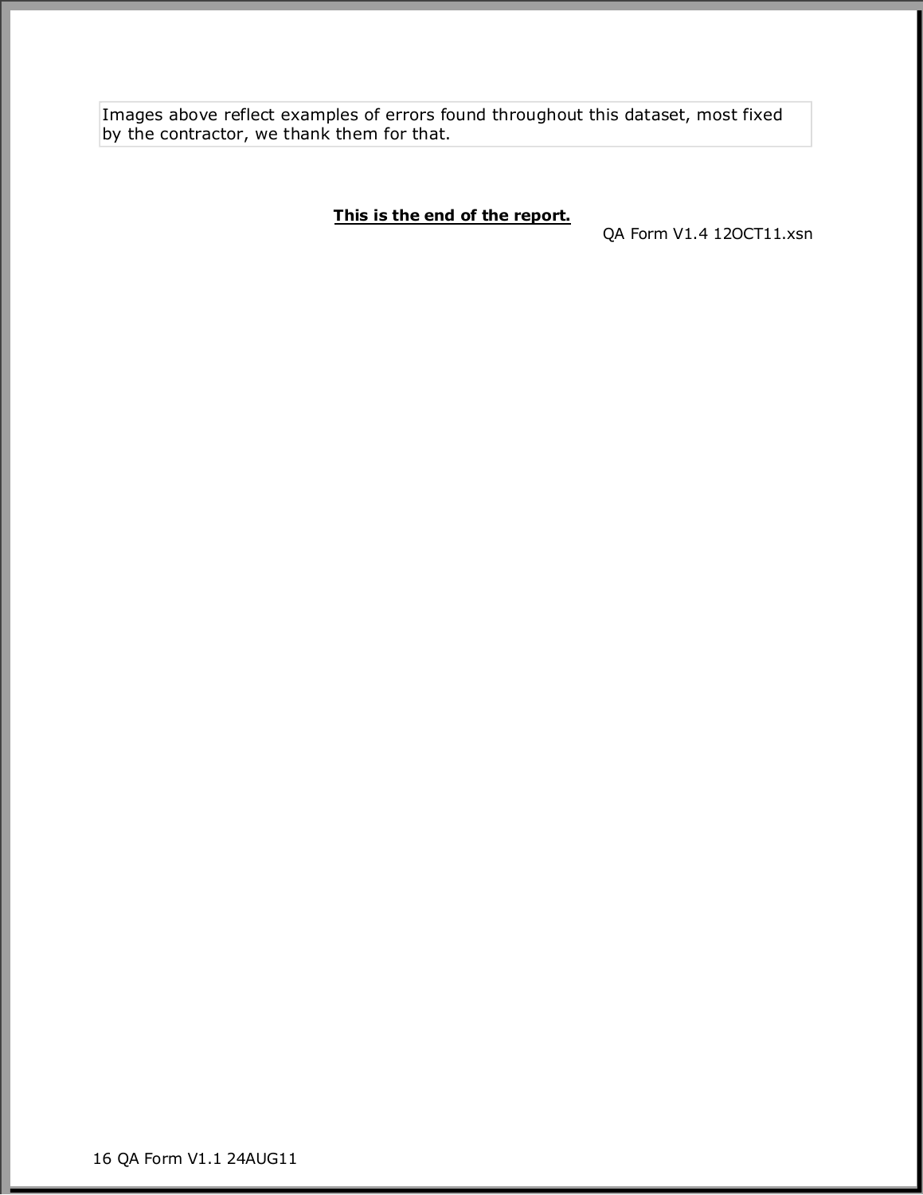Images above reflect examples of errors found throughout this dataset, most fixed by the contractor, we thank them for that.

**This is the end of the report.**

QA Form V1.4 12OCT11.xsn